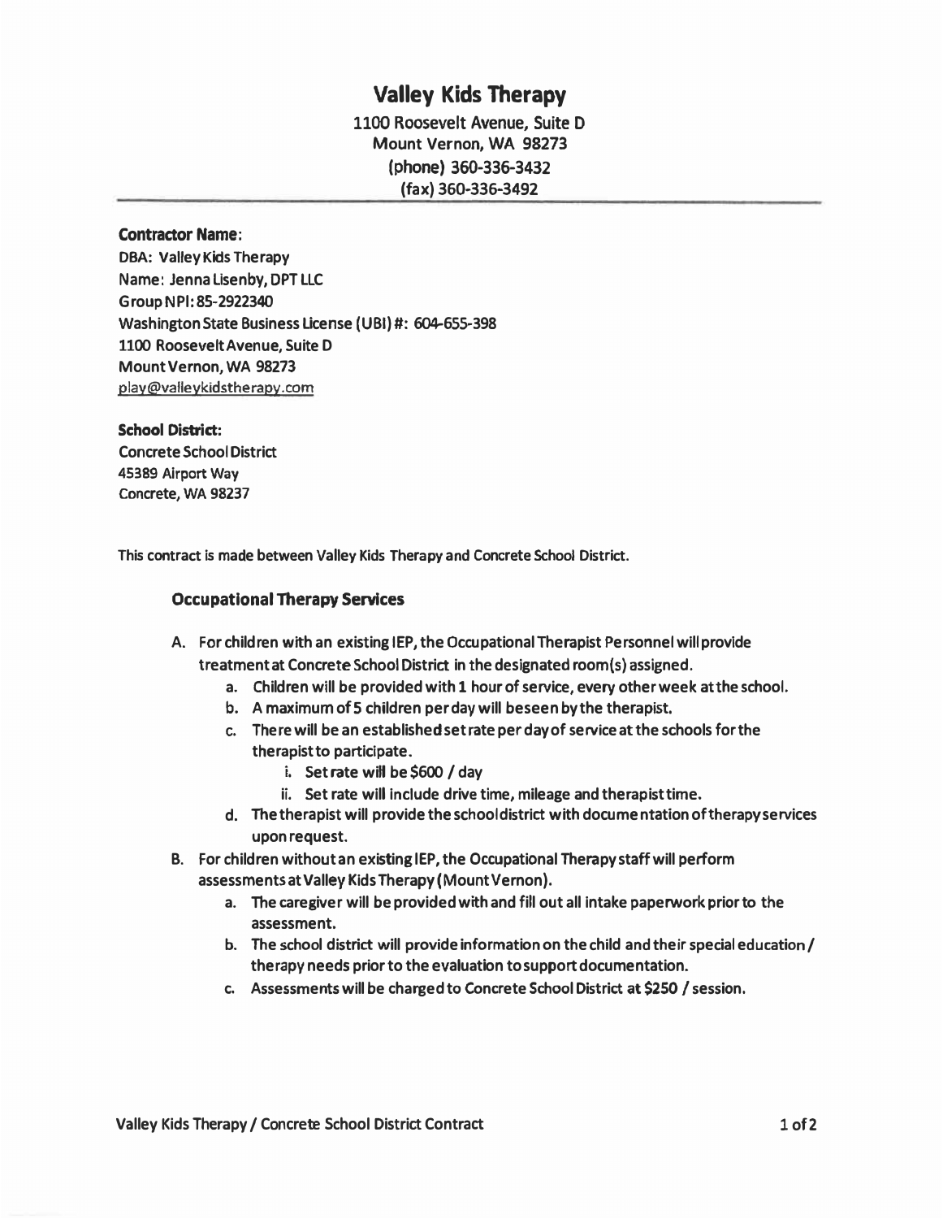# Valley Kids Therapy

1100 Roosevelt Avenue, Suite D
Mount Vernon, WA 98273
(phone) 360-336-3432
(fax) 360-336-3492

---

**Contractor Name:**
DBA: Valley Kids Therapy
Name: Jenna Lisenby, DPT LLC
Group NPI: 85-2922340
Washington State Business License (UBI) #: 604-655-398
1100 Roosevelt Avenue, Suite D
Mount Vernon, WA 98273
play@valleykidstherapy.com

**School District:**
Concrete School District
45389 Airport Way
Concrete, WA 98237

This contract is made between Valley Kids Therapy and Concrete School District.

### Occupational Therapy Services

A. For children with an existing IEP, the Occupational Therapist Personnel will provide treatment at Concrete School District in the designated room(s) assigned.
   a. Children will be provided with 1 hour of service, every other week at the school.
   b. A maximum of 5 children per day will be seen by the therapist.
   c. There will be an established set rate per day of service at the schools for the therapist to participate.
      i. Set rate will be $600 / day
      ii. Set rate will include drive time, mileage and therapist time.
   d. The therapist will provide the school district with documentation of therapy services upon request.

B. For children without an existing IEP, the Occupational Therapy staff will perform assessments at Valley Kids Therapy (Mount Vernon).
   a. The caregiver will be provided with and fill out all intake paperwork prior to the assessment.
   b. The school district will provide information on the child and their special education / therapy needs prior to the evaluation to support documentation.
   c. Assessments will be charged to Concrete School District at $250 / session.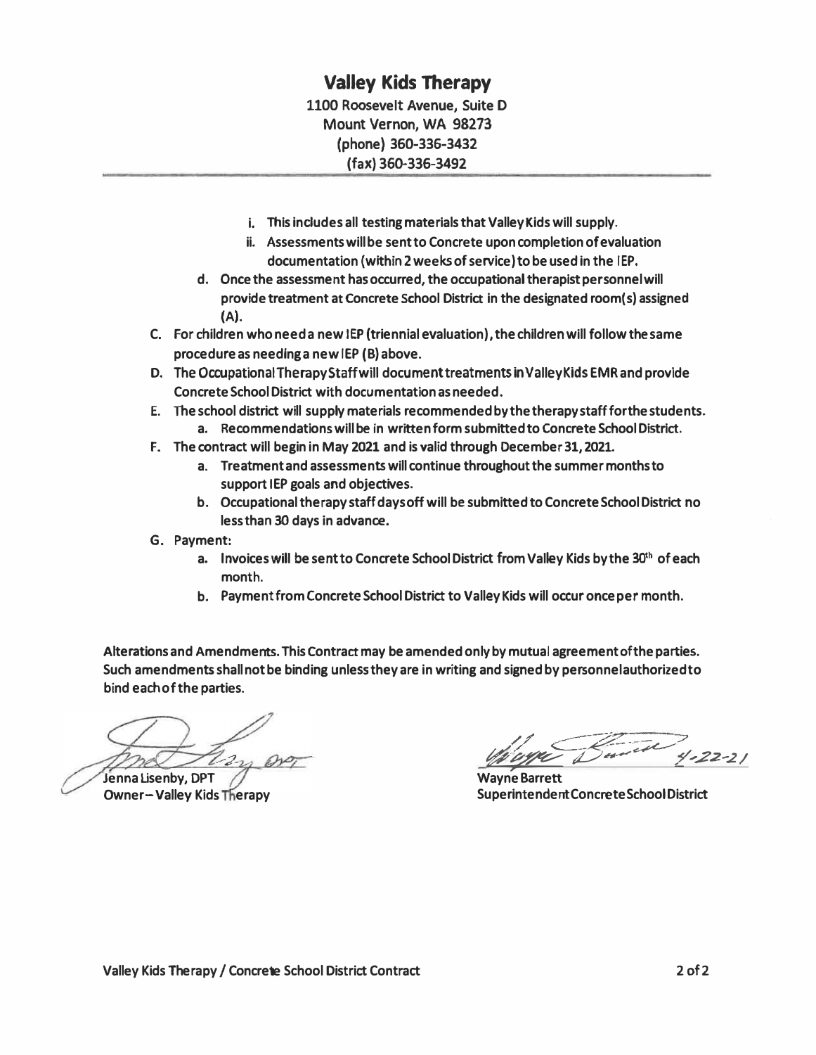# Valley Kids Therapy

1100 Roosevelt Avenue, Suite D
Mount Vernon, WA 98273
(phone) 360-336-3432
(fax) 360-336-3492

- i. This includes all testing materials that Valley Kids will supply.
- ii. Assessments will be sent to Concrete upon completion of evaluation documentation (within 2 weeks of service) to be used in the IEP.

d. Once the assessment has occurred, the occupational therapist personnel will provide treatment at Concrete School District in the designated room(s) assigned (A).

C. For children who need a new IEP (triennial evaluation), the children will follow the same procedure as needing a new IEP (B) above.

D. The Occupational Therapy Staff will document treatments in Valley Kids EMR and provide Concrete School District with documentation as needed.

E. The school district will supply materials recommended by the therapy staff for the students.
  - a. Recommendations will be in written form submitted to Concrete School District.

F. The contract will begin in May 2021 and is valid through December 31, 2021.
  - a. Treatment and assessments will continue throughout the summer months to support IEP goals and objectives.
  - b. Occupational therapy staff days off will be submitted to Concrete School District no less than 30 days in advance.

G. Payment:
  - a. Invoices will be sent to Concrete School District from Valley Kids by the 30th of each month.
  - b. Payment from Concrete School District to Valley Kids will occur once per month.

Alterations and Amendments. This Contract may be amended only by mutual agreement of the parties. Such amendments shall not be binding unless they are in writing and signed by personnel authorized to bind each of the parties.

Jenna Lisenby, DPT
Owner – Valley Kids Therapy

4-22-21
Wayne Barrett
Superintendent Concrete School District